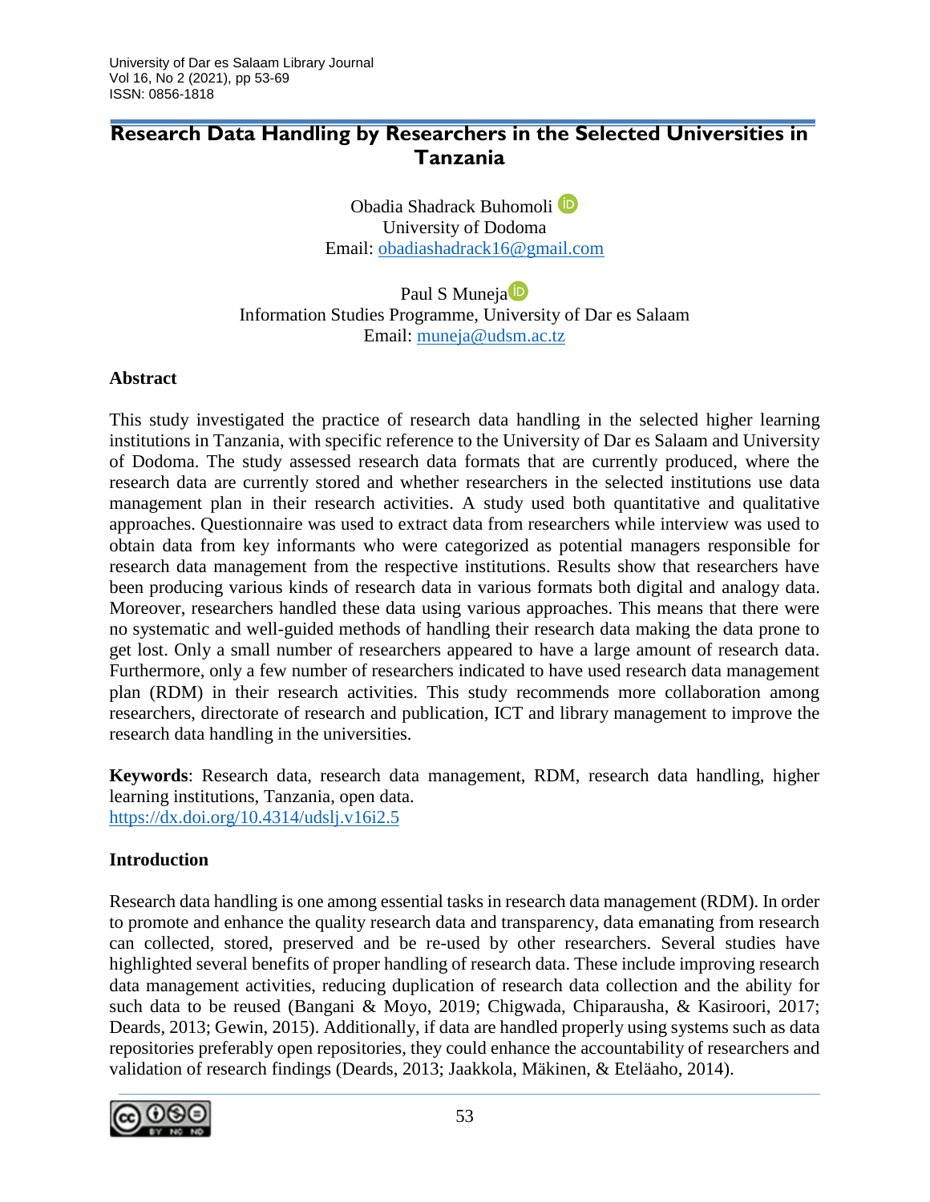# Research Data Handling by Researchers in the Selected Universities in Tanzania

Obadia Shadrack Buhomoli
University of Dodoma
Email: obadiashadrack16@gmail.com

Paul S Muneja
Information Studies Programme, University of Dar es Salaam
Email: muneja@udsm.ac.tz

## Abstract

This study investigated the practice of research data handling in the selected higher learning institutions in Tanzania, with specific reference to the University of Dar es Salaam and University of Dodoma. The study assessed research data formats that are currently produced, where the research data are currently stored and whether researchers in the selected institutions use data management plan in their research activities. A study used both quantitative and qualitative approaches. Questionnaire was used to extract data from researchers while interview was used to obtain data from key informants who were categorized as potential managers responsible for research data management from the respective institutions. Results show that researchers have been producing various kinds of research data in various formats both digital and analogy data. Moreover, researchers handled these data using various approaches. This means that there were no systematic and well-guided methods of handling their research data making the data prone to get lost. Only a small number of researchers appeared to have a large amount of research data. Furthermore, only a few number of researchers indicated to have used research data management plan (RDM) in their research activities. This study recommends more collaboration among researchers, directorate of research and publication, ICT and library management to improve the research data handling in the universities.

**Keywords**: Research data, research data management, RDM, research data handling, higher learning institutions, Tanzania, open data.
https://dx.doi.org/10.4314/udslj.v16i2.5

## Introduction

Research data handling is one among essential tasks in research data management (RDM). In order to promote and enhance the quality research data and transparency, data emanating from research can collected, stored, preserved and be re-used by other researchers. Several studies have highlighted several benefits of proper handling of research data. These include improving research data management activities, reducing duplication of research data collection and the ability for such data to be reused (Bangani & Moyo, 2019; Chigwada, Chiparausha, & Kasiroori, 2017; Deards, 2013; Gewin, 2015). Additionally, if data are handled properly using systems such as data repositories preferably open repositories, they could enhance the accountability of researchers and validation of research findings (Deards, 2013; Jaakkola, Mäkinen, & Eteläaho, 2014).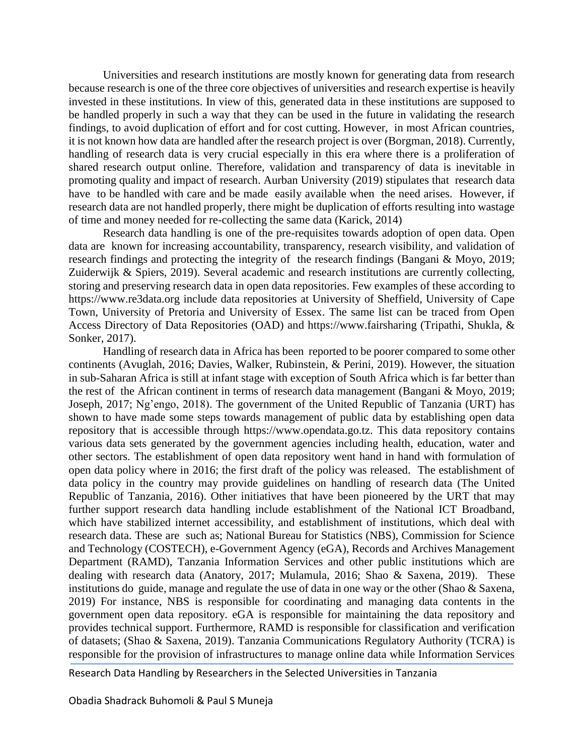Universities and research institutions are mostly known for generating data from research because research is one of the three core objectives of universities and research expertise is heavily invested in these institutions. In view of this, generated data in these institutions are supposed to be handled properly in such a way that they can be used in the future in validating the research findings, to avoid duplication of effort and for cost cutting. However, in most African countries, it is not known how data are handled after the research project is over (Borgman, 2018). Currently, handling of research data is very crucial especially in this era where there is a proliferation of shared research output online. Therefore, validation and transparency of data is inevitable in promoting quality and impact of research. Aurban University (2019) stipulates that research data have to be handled with care and be made easily available when the need arises. However, if research data are not handled properly, there might be duplication of efforts resulting into wastage of time and money needed for re-collecting the same data (Karick, 2014)

Research data handling is one of the pre-requisites towards adoption of open data. Open data are known for increasing accountability, transparency, research visibility, and validation of research findings and protecting the integrity of the research findings (Bangani & Moyo, 2019; Zuiderwijk & Spiers, 2019). Several academic and research institutions are currently collecting, storing and preserving research data in open data repositories. Few examples of these according to https://www.re3data.org include data repositories at University of Sheffield, University of Cape Town, University of Pretoria and University of Essex. The same list can be traced from Open Access Directory of Data Repositories (OAD) and https://www.fairsharing (Tripathi, Shukla, & Sonker, 2017).

Handling of research data in Africa has been reported to be poorer compared to some other continents (Avuglah, 2016; Davies, Walker, Rubinstein, & Perini, 2019). However, the situation in sub-Saharan Africa is still at infant stage with exception of South Africa which is far better than the rest of the African continent in terms of research data management (Bangani & Moyo, 2019; Joseph, 2017; Ng'engo, 2018). The government of the United Republic of Tanzania (URT) has shown to have made some steps towards management of public data by establishing open data repository that is accessible through https://www.opendata.go.tz. This data repository contains various data sets generated by the government agencies including health, education, water and other sectors. The establishment of open data repository went hand in hand with formulation of open data policy where in 2016; the first draft of the policy was released. The establishment of data policy in the country may provide guidelines on handling of research data (The United Republic of Tanzania, 2016). Other initiatives that have been pioneered by the URT that may further support research data handling include establishment of the National ICT Broadband, which have stabilized internet accessibility, and establishment of institutions, which deal with research data. These are such as; National Bureau for Statistics (NBS), Commission for Science and Technology (COSTECH), e-Government Agency (eGA), Records and Archives Management Department (RAMD), Tanzania Information Services and other public institutions which are dealing with research data (Anatory, 2017; Mulamula, 2016; Shao & Saxena, 2019). These institutions do guide, manage and regulate the use of data in one way or the other (Shao & Saxena, 2019) For instance, NBS is responsible for coordinating and managing data contents in the government open data repository. eGA is responsible for maintaining the data repository and provides technical support. Furthermore, RAMD is responsible for classification and verification of datasets; (Shao & Saxena, 2019). Tanzania Communications Regulatory Authority (TCRA) is responsible for the provision of infrastructures to manage online data while Information Services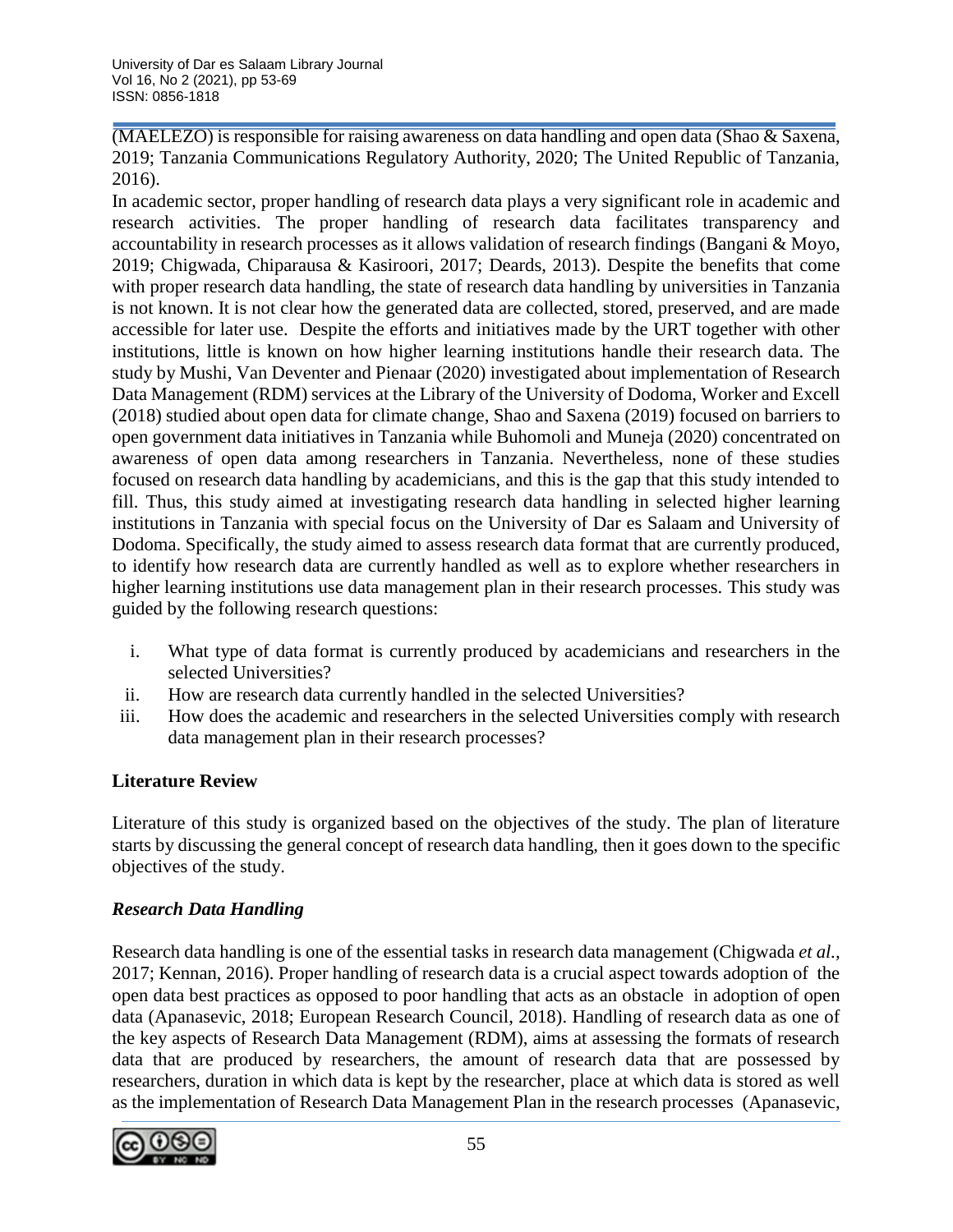(MAELEZO) is responsible for raising awareness on data handling and open data (Shao & Saxena, 2019; Tanzania Communications Regulatory Authority, 2020; The United Republic of Tanzania, 2016).

In academic sector, proper handling of research data plays a very significant role in academic and research activities. The proper handling of research data facilitates transparency and accountability in research processes as it allows validation of research findings (Bangani & Moyo, 2019; Chigwada, Chiparausa & Kasiroori, 2017; Deards, 2013). Despite the benefits that come with proper research data handling, the state of research data handling by universities in Tanzania is not known. It is not clear how the generated data are collected, stored, preserved, and are made accessible for later use. Despite the efforts and initiatives made by the URT together with other institutions, little is known on how higher learning institutions handle their research data. The study by Mushi, Van Deventer and Pienaar (2020) investigated about implementation of Research Data Management (RDM) services at the Library of the University of Dodoma, Worker and Excell (2018) studied about open data for climate change, Shao and Saxena (2019) focused on barriers to open government data initiatives in Tanzania while Buhomoli and Muneja (2020) concentrated on awareness of open data among researchers in Tanzania. Nevertheless, none of these studies focused on research data handling by academicians, and this is the gap that this study intended to fill. Thus, this study aimed at investigating research data handling in selected higher learning institutions in Tanzania with special focus on the University of Dar es Salaam and University of Dodoma. Specifically, the study aimed to assess research data format that are currently produced, to identify how research data are currently handled as well as to explore whether researchers in higher learning institutions use data management plan in their research processes. This study was guided by the following research questions:

i. What type of data format is currently produced by academicians and researchers in the selected Universities?
ii. How are research data currently handled in the selected Universities?
iii. How does the academic and researchers in the selected Universities comply with research data management plan in their research processes?

## Literature Review

Literature of this study is organized based on the objectives of the study. The plan of literature starts by discussing the general concept of research data handling, then it goes down to the specific objectives of the study.

### *Research Data Handling*

Research data handling is one of the essential tasks in research data management (Chigwada *et al.*, 2017; Kennan, 2016). Proper handling of research data is a crucial aspect towards adoption of the open data best practices as opposed to poor handling that acts as an obstacle in adoption of open data (Apanasevic, 2018; European Research Council, 2018). Handling of research data as one of the key aspects of Research Data Management (RDM), aims at assessing the formats of research data that are produced by researchers, the amount of research data that are possessed by researchers, duration in which data is kept by the researcher, place at which data is stored as well as the implementation of Research Data Management Plan in the research processes (Apanasevic,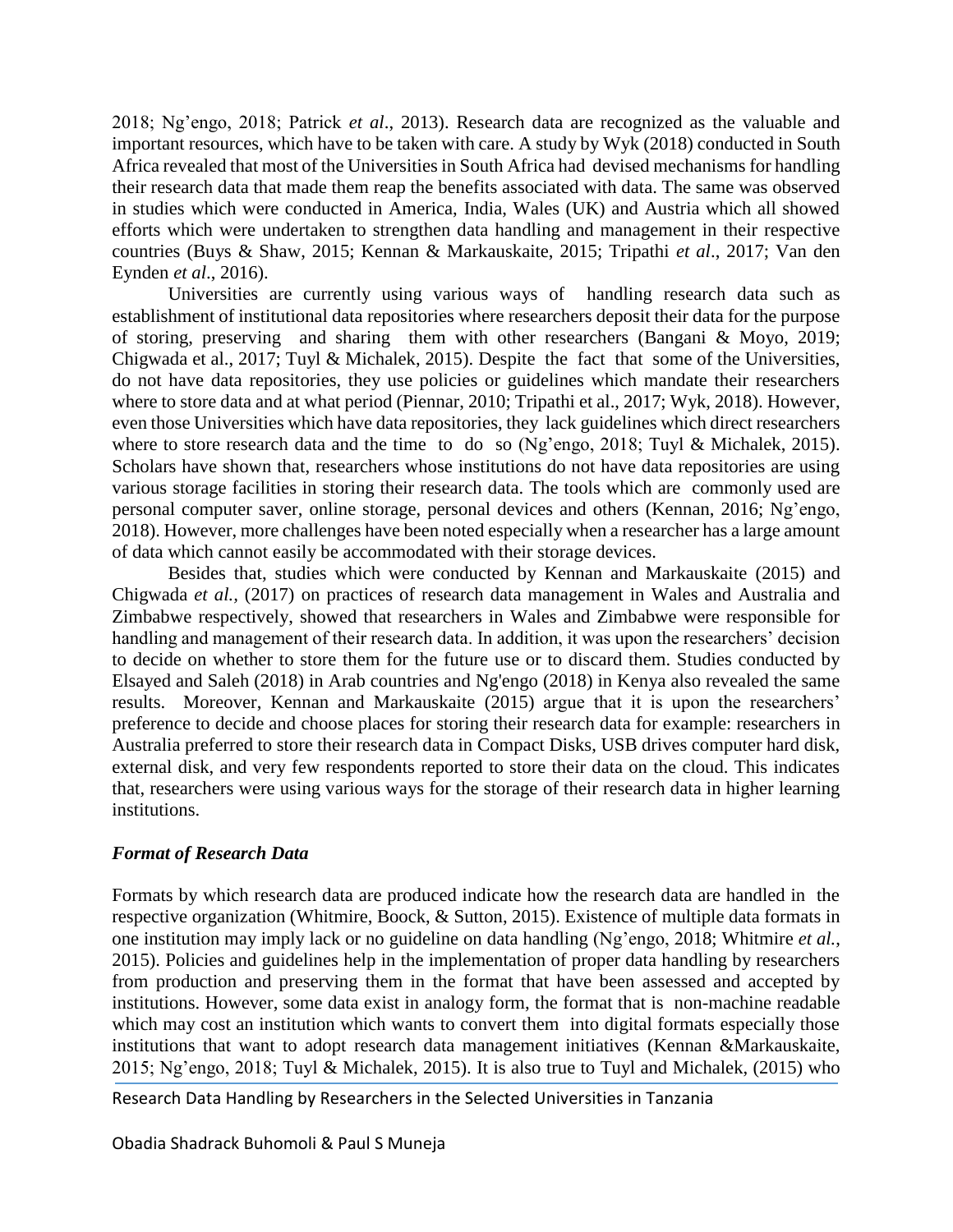2018; Ng'engo, 2018; Patrick *et al*., 2013). Research data are recognized as the valuable and important resources, which have to be taken with care. A study by Wyk (2018) conducted in South Africa revealed that most of the Universities in South Africa had devised mechanisms for handling their research data that made them reap the benefits associated with data. The same was observed in studies which were conducted in America, India, Wales (UK) and Austria which all showed efforts which were undertaken to strengthen data handling and management in their respective countries (Buys & Shaw, 2015; Kennan & Markauskaite, 2015; Tripathi *et al*., 2017; Van den Eynden *et al*., 2016).

Universities are currently using various ways of handling research data such as establishment of institutional data repositories where researchers deposit their data for the purpose of storing, preserving and sharing them with other researchers (Bangani & Moyo, 2019; Chigwada et al., 2017; Tuyl & Michalek, 2015). Despite the fact that some of the Universities, do not have data repositories, they use policies or guidelines which mandate their researchers where to store data and at what period (Piennar, 2010; Tripathi et al., 2017; Wyk, 2018). However, even those Universities which have data repositories, they lack guidelines which direct researchers where to store research data and the time to do so (Ng'engo, 2018; Tuyl & Michalek, 2015). Scholars have shown that, researchers whose institutions do not have data repositories are using various storage facilities in storing their research data. The tools which are commonly used are personal computer saver, online storage, personal devices and others (Kennan, 2016; Ng'engo, 2018). However, more challenges have been noted especially when a researcher has a large amount of data which cannot easily be accommodated with their storage devices.

Besides that, studies which were conducted by Kennan and Markauskaite (2015) and Chigwada *et al.,* (2017) on practices of research data management in Wales and Australia and Zimbabwe respectively, showed that researchers in Wales and Zimbabwe were responsible for handling and management of their research data. In addition, it was upon the researchers' decision to decide on whether to store them for the future use or to discard them. Studies conducted by Elsayed and Saleh (2018) in Arab countries and Ng'engo (2018) in Kenya also revealed the same results. Moreover, Kennan and Markauskaite (2015) argue that it is upon the researchers' preference to decide and choose places for storing their research data for example: researchers in Australia preferred to store their research data in Compact Disks, USB drives computer hard disk, external disk, and very few respondents reported to store their data on the cloud. This indicates that, researchers were using various ways for the storage of their research data in higher learning institutions.

### *Format of Research Data*

Formats by which research data are produced indicate how the research data are handled in the respective organization (Whitmire, Boock, & Sutton, 2015). Existence of multiple data formats in one institution may imply lack or no guideline on data handling (Ng'engo, 2018; Whitmire *et al.*, 2015). Policies and guidelines help in the implementation of proper data handling by researchers from production and preserving them in the format that have been assessed and accepted by institutions. However, some data exist in analogy form, the format that is non-machine readable which may cost an institution which wants to convert them into digital formats especially those institutions that want to adopt research data management initiatives (Kennan &Markauskaite, 2015; Ng'engo, 2018; Tuyl & Michalek, 2015). It is also true to Tuyl and Michalek, (2015) who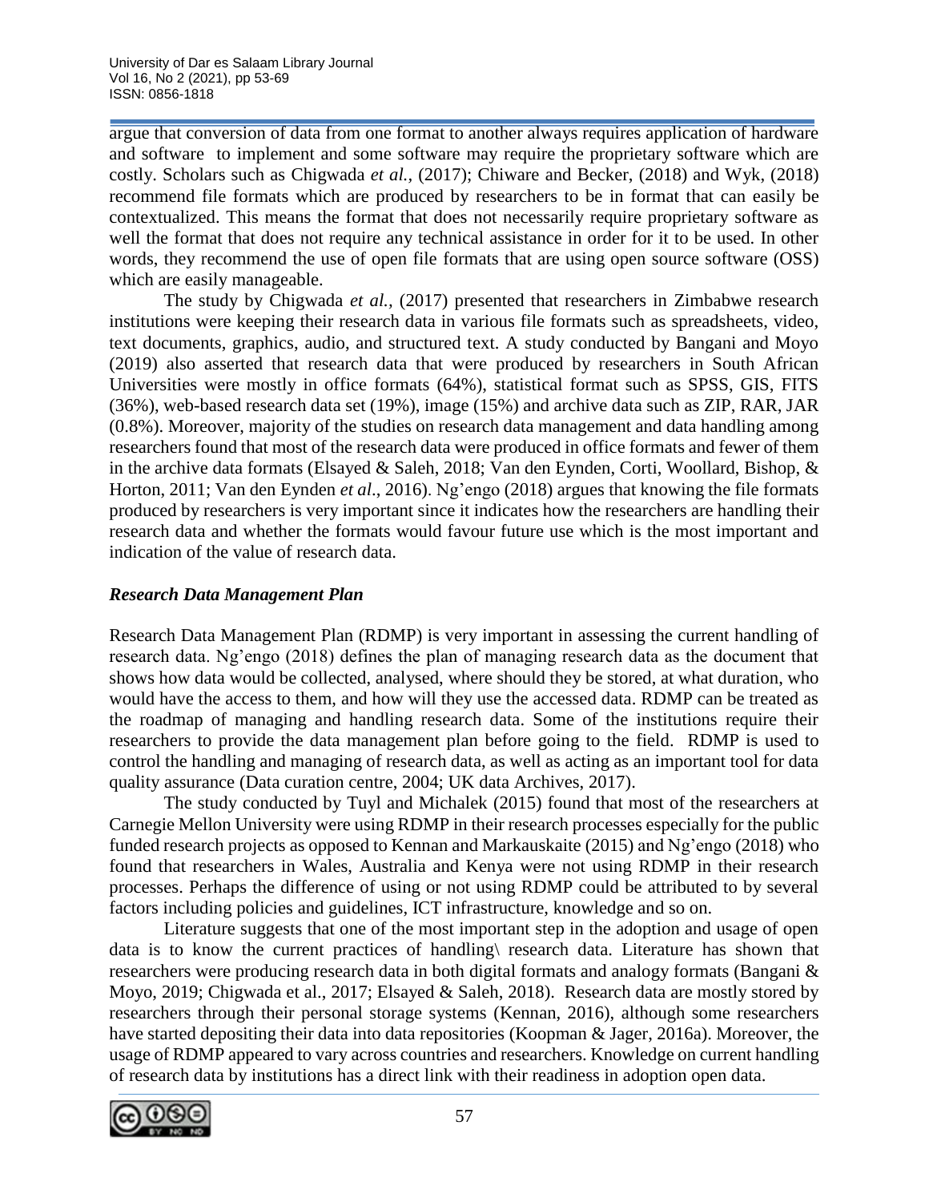argue that conversion of data from one format to another always requires application of hardware and software to implement and some software may require the proprietary software which are costly. Scholars such as Chigwada *et al.,* (2017); Chiware and Becker, (2018) and Wyk, (2018) recommend file formats which are produced by researchers to be in format that can easily be contextualized. This means the format that does not necessarily require proprietary software as well the format that does not require any technical assistance in order for it to be used. In other words, they recommend the use of open file formats that are using open source software (OSS) which are easily manageable.

The study by Chigwada *et al.,* (2017) presented that researchers in Zimbabwe research institutions were keeping their research data in various file formats such as spreadsheets, video, text documents, graphics, audio, and structured text. A study conducted by Bangani and Moyo (2019) also asserted that research data that were produced by researchers in South African Universities were mostly in office formats (64%), statistical format such as SPSS, GIS, FITS (36%), web-based research data set (19%), image (15%) and archive data such as ZIP, RAR, JAR (0.8%). Moreover, majority of the studies on research data management and data handling among researchers found that most of the research data were produced in office formats and fewer of them in the archive data formats (Elsayed & Saleh, 2018; Van den Eynden, Corti, Woollard, Bishop, & Horton, 2011; Van den Eynden *et al*., 2016). Ng'engo (2018) argues that knowing the file formats produced by researchers is very important since it indicates how the researchers are handling their research data and whether the formats would favour future use which is the most important and indication of the value of research data.

### *Research Data Management Plan*

Research Data Management Plan (RDMP) is very important in assessing the current handling of research data. Ng'engo (2018) defines the plan of managing research data as the document that shows how data would be collected, analysed, where should they be stored, at what duration, who would have the access to them, and how will they use the accessed data. RDMP can be treated as the roadmap of managing and handling research data. Some of the institutions require their researchers to provide the data management plan before going to the field. RDMP is used to control the handling and managing of research data, as well as acting as an important tool for data quality assurance (Data curation centre, 2004; UK data Archives, 2017).

The study conducted by Tuyl and Michalek (2015) found that most of the researchers at Carnegie Mellon University were using RDMP in their research processes especially for the public funded research projects as opposed to Kennan and Markauskaite (2015) and Ng'engo (2018) who found that researchers in Wales, Australia and Kenya were not using RDMP in their research processes. Perhaps the difference of using or not using RDMP could be attributed to by several factors including policies and guidelines, ICT infrastructure, knowledge and so on.

Literature suggests that one of the most important step in the adoption and usage of open data is to know the current practices of handling\ research data. Literature has shown that researchers were producing research data in both digital formats and analogy formats (Bangani & Moyo, 2019; Chigwada et al., 2017; Elsayed & Saleh, 2018). Research data are mostly stored by researchers through their personal storage systems (Kennan, 2016), although some researchers have started depositing their data into data repositories (Koopman & Jager, 2016a). Moreover, the usage of RDMP appeared to vary across countries and researchers. Knowledge on current handling of research data by institutions has a direct link with their readiness in adoption open data.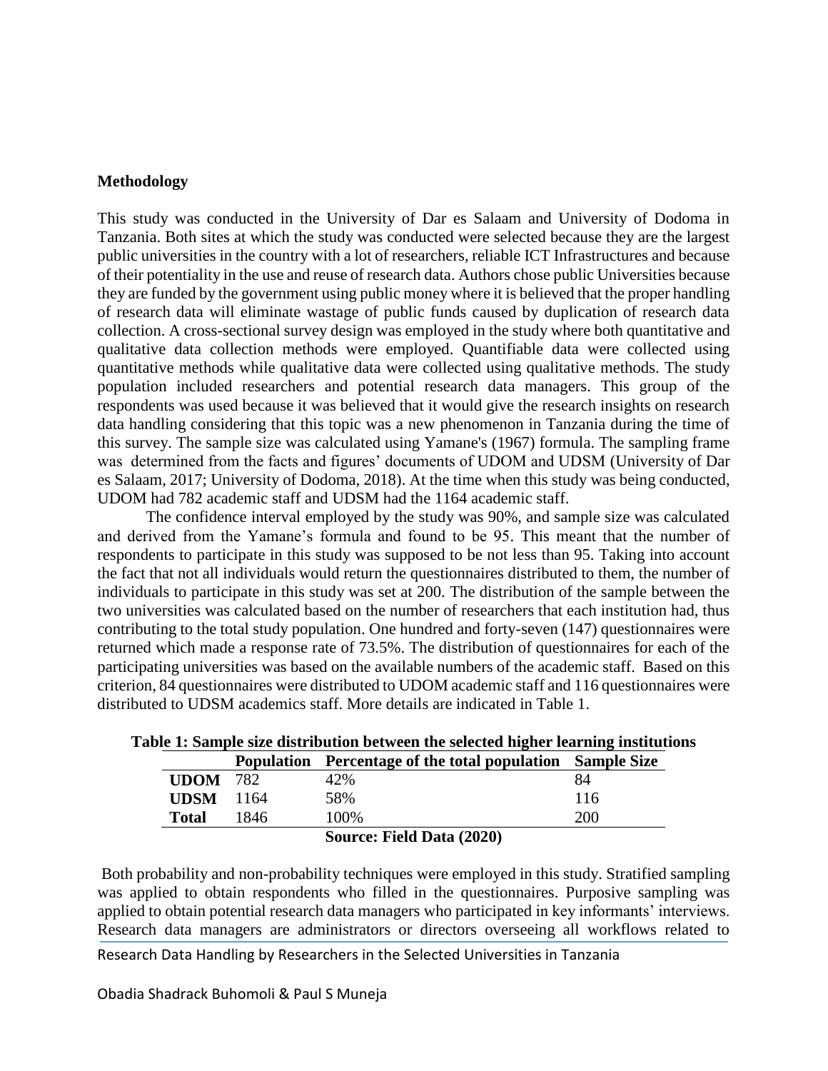**Methodology**

This study was conducted in the University of Dar es Salaam and University of Dodoma in Tanzania. Both sites at which the study was conducted were selected because they are the largest public universities in the country with a lot of researchers, reliable ICT Infrastructures and because of their potentiality in the use and reuse of research data. Authors chose public Universities because they are funded by the government using public money where it is believed that the proper handling of research data will eliminate wastage of public funds caused by duplication of research data collection. A cross-sectional survey design was employed in the study where both quantitative and qualitative data collection methods were employed. Quantifiable data were collected using quantitative methods while qualitative data were collected using qualitative methods. The study population included researchers and potential research data managers. This group of the respondents was used because it was believed that it would give the research insights on research data handling considering that this topic was a new phenomenon in Tanzania during the time of this survey. The sample size was calculated using Yamane's (1967) formula. The sampling frame was determined from the facts and figures' documents of UDOM and UDSM (University of Dar es Salaam, 2017; University of Dodoma, 2018). At the time when this study was being conducted, UDOM had 782 academic staff and UDSM had the 1164 academic staff.

The confidence interval employed by the study was 90%, and sample size was calculated and derived from the Yamane's formula and found to be 95. This meant that the number of respondents to participate in this study was supposed to be not less than 95. Taking into account the fact that not all individuals would return the questionnaires distributed to them, the number of individuals to participate in this study was set at 200. The distribution of the sample between the two universities was calculated based on the number of researchers that each institution had, thus contributing to the total study population. One hundred and forty-seven (147) questionnaires were returned which made a response rate of 73.5%. The distribution of questionnaires for each of the participating universities was based on the available numbers of the academic staff. Based on this criterion, 84 questionnaires were distributed to UDOM academic staff and 116 questionnaires were distributed to UDSM academics staff. More details are indicated in Table 1.

**Table 1: Sample size distribution between the selected higher learning institutions**

| | Population | Percentage of the total population | Sample Size |
|---|---|---|---|
| **UDOM** | 782 | 42% | 84 |
| **UDSM** | 1164 | 58% | 116 |
| **Total** | 1846 | 100% | 200 |

**Source: Field Data (2020)**

Both probability and non-probability techniques were employed in this study. Stratified sampling was applied to obtain respondents who filled in the questionnaires. Purposive sampling was applied to obtain potential research data managers who participated in key informants' interviews. Research data managers are administrators or directors overseeing all workflows related to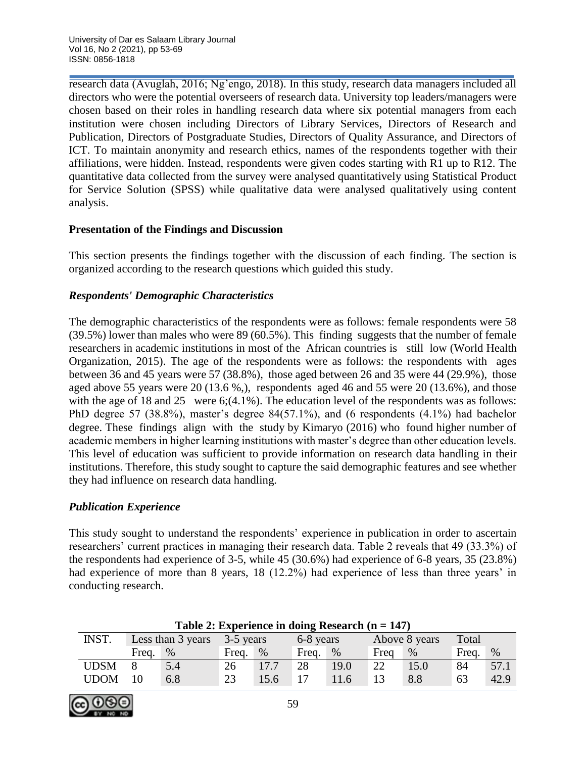research data (Avuglah, 2016; Ng'engo, 2018). In this study, research data managers included all directors who were the potential overseers of research data. University top leaders/managers were chosen based on their roles in handling research data where six potential managers from each institution were chosen including Directors of Library Services, Directors of Research and Publication, Directors of Postgraduate Studies, Directors of Quality Assurance, and Directors of ICT. To maintain anonymity and research ethics, names of the respondents together with their affiliations, were hidden. Instead, respondents were given codes starting with R1 up to R12. The quantitative data collected from the survey were analysed quantitatively using Statistical Product for Service Solution (SPSS) while qualitative data were analysed qualitatively using content analysis.

## Presentation of the Findings and Discussion

This section presents the findings together with the discussion of each finding. The section is organized according to the research questions which guided this study.

### *Respondents' Demographic Characteristics*

The demographic characteristics of the respondents were as follows: female respondents were 58 (39.5%) lower than males who were 89 (60.5%). This finding suggests that the number of female researchers in academic institutions in most of the African countries is still low (World Health Organization, 2015). The age of the respondents were as follows: the respondents with ages between 36 and 45 years were 57 (38.8%), those aged between 26 and 35 were 44 (29.9%), those aged above 55 years were 20 (13.6 %,), respondents aged 46 and 55 were 20 (13.6%), and those with the age of 18 and 25 were 6;(4.1%). The education level of the respondents was as follows: PhD degree 57 (38.8%), master's degree 84(57.1%), and (6 respondents (4.1%) had bachelor degree. These findings align with the study by Kimaryo (2016) who found higher number of academic members in higher learning institutions with master's degree than other education levels. This level of education was sufficient to provide information on research data handling in their institutions. Therefore, this study sought to capture the said demographic features and see whether they had influence on research data handling.

### *Publication Experience*

This study sought to understand the respondents' experience in publication in order to ascertain researchers' current practices in managing their research data. Table 2 reveals that 49 (33.3%) of the respondents had experience of 3-5, while 45 (30.6%) had experience of 6-8 years, 35 (23.8%) had experience of more than 8 years, 18 (12.2%) had experience of less than three years' in conducting research.

**Table 2: Experience in doing Research (n = 147)**

| INST. | Less than 3 years | | 3-5 years | | 6-8 years | | Above 8 years | | Total | |
|---|---|---|---|---|---|---|---|---|---|---|
| | Freq. | % | Freq. | % | Freq. | % | Freq | % | Freq. | % |
| UDSM | 8 | 5.4 | 26 | 17.7 | 28 | 19.0 | 22 | 15.0 | 84 | 57.1 |
| UDOM | 10 | 6.8 | 23 | 15.6 | 17 | 11.6 | 13 | 8.8 | 63 | 42.9 |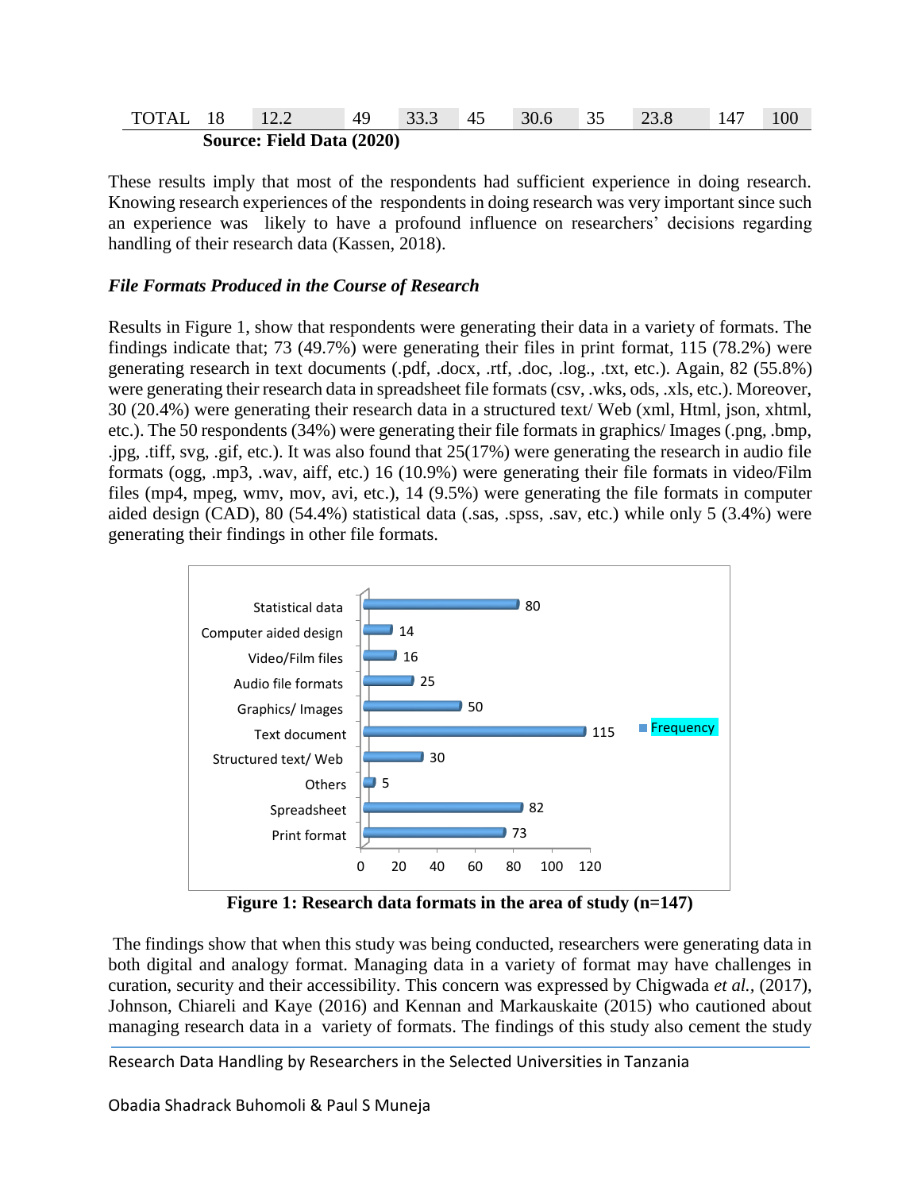| TOTAL | 18 | 12.2 | 49 | 33.3 | 45 | 30.6 | 35 | 23.8 | 147 | 100 |
|---|---|---|---|---|---|---|---|---|---|---|

**Source: Field Data (2020)**

These results imply that most of the respondents had sufficient experience in doing research. Knowing research experiences of the respondents in doing research was very important since such an experience was likely to have a profound influence on researchers' decisions regarding handling of their research data (Kassen, 2018).

### *File Formats Produced in the Course of Research*

Results in Figure 1, show that respondents were generating their data in a variety of formats. The findings indicate that; 73 (49.7%) were generating their files in print format, 115 (78.2%) were generating research in text documents (.pdf, .docx, .rtf, .doc, .log., .txt, etc.). Again, 82 (55.8%) were generating their research data in spreadsheet file formats (csv, .wks, ods, .xls, etc.). Moreover, 30 (20.4%) were generating their research data in a structured text/ Web (xml, Html, json, xhtml, etc.). The 50 respondents (34%) were generating their file formats in graphics/ Images (.png, .bmp, .jpg, .tiff, svg, .gif, etc.). It was also found that 25(17%) were generating the research in audio file formats (ogg, .mp3, .wav, aiff, etc.) 16 (10.9%) were generating their file formats in video/Film files (mp4, mpeg, wmv, mov, avi, etc.), 14 (9.5%) were generating the file formats in computer aided design (CAD), 80 (54.4%) statistical data (.sas, .spss, .sav, etc.) while only 5 (3.4%) were generating their findings in other file formats.

| Format | Frequency |
|---|---|
| Statistical data | 80 |
| Computer aided design | 14 |
| Video/Film files | 16 |
| Audio file formats | 25 |
| Graphics/ Images | 50 |
| Text document | 115 |
| Structured text/ Web | 30 |
| Others | 5 |
| Spreadsheet | 82 |
| Print format | 73 |

**Figure 1: Research data formats in the area of study (n=147)**

The findings show that when this study was being conducted, researchers were generating data in both digital and analogy format. Managing data in a variety of format may have challenges in curation, security and their accessibility. This concern was expressed by Chigwada *et al.*, (2017), Johnson, Chiareli and Kaye (2016) and Kennan and Markauskaite (2015) who cautioned about managing research data in a variety of formats. The findings of this study also cement the study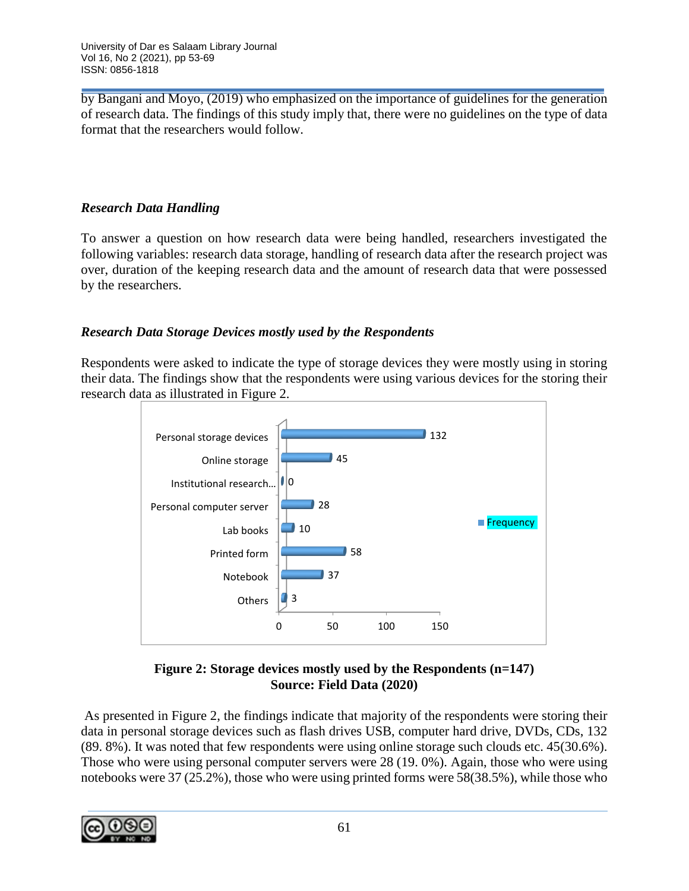by Bangani and Moyo, (2019) who emphasized on the importance of guidelines for the generation of research data. The findings of this study imply that, there were no guidelines on the type of data format that the researchers would follow.

### *Research Data Handling*

To answer a question on how research data were being handled, researchers investigated the following variables: research data storage, handling of research data after the research project was over, duration of the keeping research data and the amount of research data that were possessed by the researchers.

### *Research Data Storage Devices mostly used by the Respondents*

Respondents were asked to indicate the type of storage devices they were mostly using in storing their data. The findings show that the respondents were using various devices for the storing their research data as illustrated in Figure 2.

| Storage device | Frequency |
|---|---|
| Personal storage devices | 132 |
| Online storage | 45 |
| Institutional research... | 0 |
| Personal computer server | 28 |
| Lab books | 10 |
| Printed form | 58 |
| Notebook | 37 |
| Others | 3 |

**Figure 2: Storage devices mostly used by the Respondents (n=147)**
**Source: Field Data (2020)**

As presented in Figure 2, the findings indicate that majority of the respondents were storing their data in personal storage devices such as flash drives USB, computer hard drive, DVDs, CDs, 132 (89. 8%). It was noted that few respondents were using online storage such clouds etc. 45(30.6%). Those who were using personal computer servers were 28 (19. 0%). Again, those who were using notebooks were 37 (25.2%), those who were using printed forms were 58(38.5%), while those who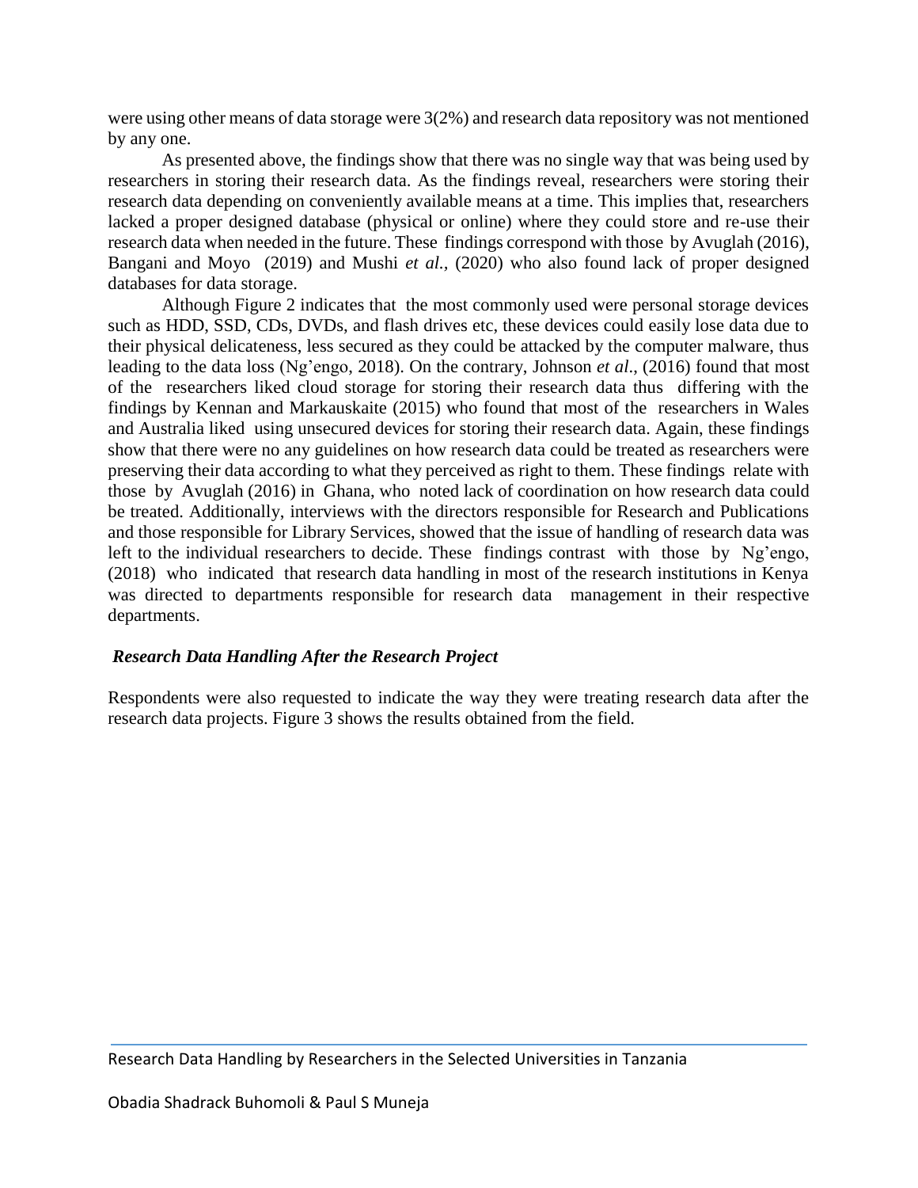were using other means of data storage were 3(2%) and research data repository was not mentioned by any one.

As presented above, the findings show that there was no single way that was being used by researchers in storing their research data. As the findings reveal, researchers were storing their research data depending on conveniently available means at a time. This implies that, researchers lacked a proper designed database (physical or online) where they could store and re-use their research data when needed in the future. These findings correspond with those by Avuglah (2016), Bangani and Moyo (2019) and Mushi *et al.,* (2020) who also found lack of proper designed databases for data storage.

Although Figure 2 indicates that the most commonly used were personal storage devices such as HDD, SSD, CDs, DVDs, and flash drives etc, these devices could easily lose data due to their physical delicateness, less secured as they could be attacked by the computer malware, thus leading to the data loss (Ng'engo, 2018). On the contrary, Johnson *et al*., (2016) found that most of the researchers liked cloud storage for storing their research data thus differing with the findings by Kennan and Markauskaite (2015) who found that most of the researchers in Wales and Australia liked using unsecured devices for storing their research data. Again, these findings show that there were no any guidelines on how research data could be treated as researchers were preserving their data according to what they perceived as right to them. These findings relate with those by Avuglah (2016) in Ghana, who noted lack of coordination on how research data could be treated. Additionally, interviews with the directors responsible for Research and Publications and those responsible for Library Services, showed that the issue of handling of research data was left to the individual researchers to decide. These findings contrast with those by Ng'engo, (2018) who indicated that research data handling in most of the research institutions in Kenya was directed to departments responsible for research data management in their respective departments.

### *Research Data Handling After the Research Project*

Respondents were also requested to indicate the way they were treating research data after the research data projects. Figure 3 shows the results obtained from the field.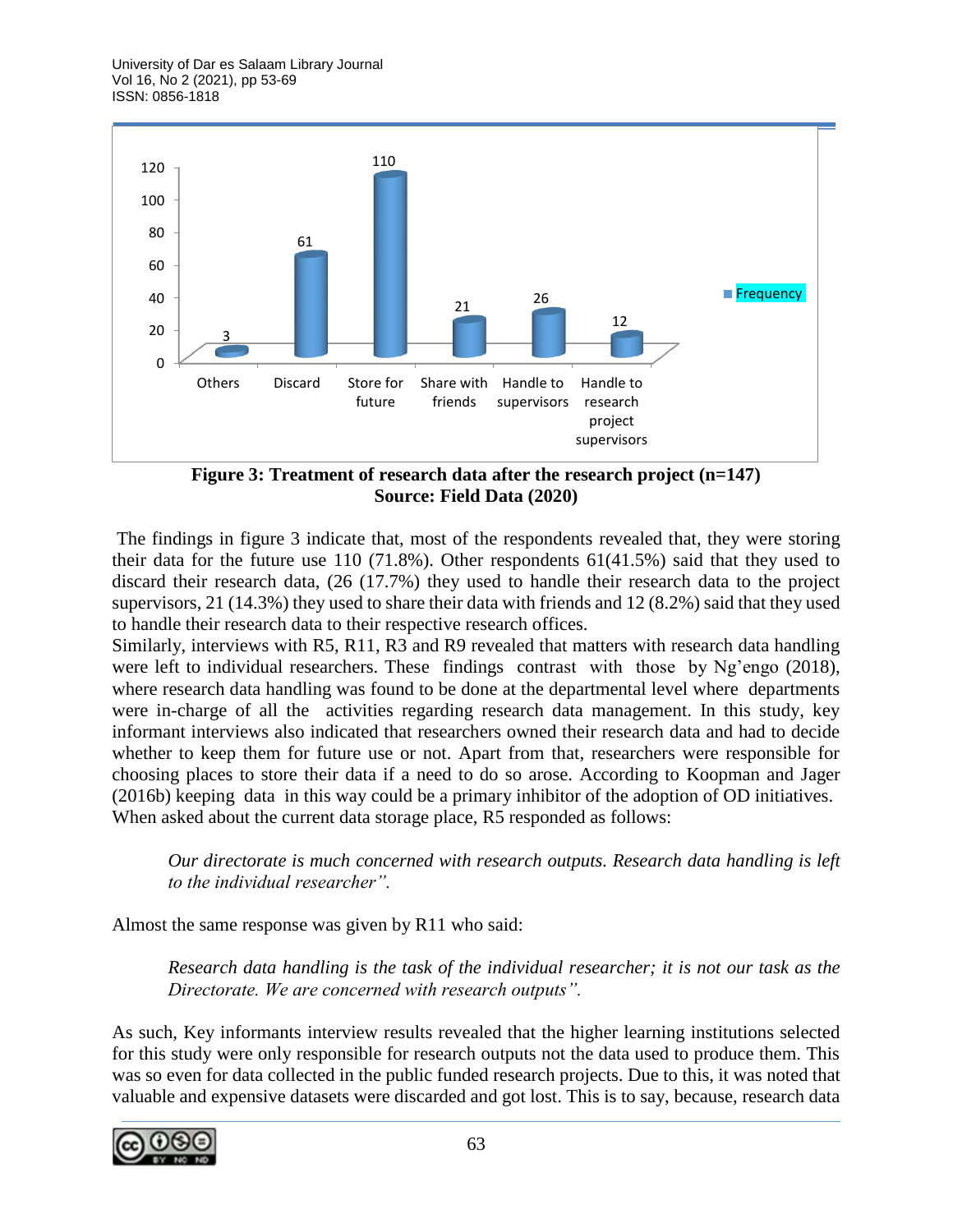**Figure 3: Treatment of research data after the research project (n=147)**
**Source: Field Data (2020)**

The findings in figure 3 indicate that, most of the respondents revealed that, they were storing their data for the future use 110 (71.8%). Other respondents 61(41.5%) said that they used to discard their research data, (26 (17.7%) they used to handle their research data to the project supervisors, 21 (14.3%) they used to share their data with friends and 12 (8.2%) said that they used to handle their research data to their respective research offices.

Similarly, interviews with R5, R11, R3 and R9 revealed that matters with research data handling were left to individual researchers. These findings contrast with those by Ng'engo (2018), where research data handling was found to be done at the departmental level where departments were in-charge of all the activities regarding research data management. In this study, key informant interviews also indicated that researchers owned their research data and had to decide whether to keep them for future use or not. Apart from that, researchers were responsible for choosing places to store their data if a need to do so arose. According to Koopman and Jager (2016b) keeping data in this way could be a primary inhibitor of the adoption of OD initiatives. When asked about the current data storage place, R5 responded as follows:

> *Our directorate is much concerned with research outputs. Research data handling is left to the individual researcher".*

Almost the same response was given by R11 who said:

> *Research data handling is the task of the individual researcher; it is not our task as the Directorate. We are concerned with research outputs".*

As such, Key informants interview results revealed that the higher learning institutions selected for this study were only responsible for research outputs not the data used to produce them. This was so even for data collected in the public funded research projects. Due to this, it was noted that valuable and expensive datasets were discarded and got lost. This is to say, because, research data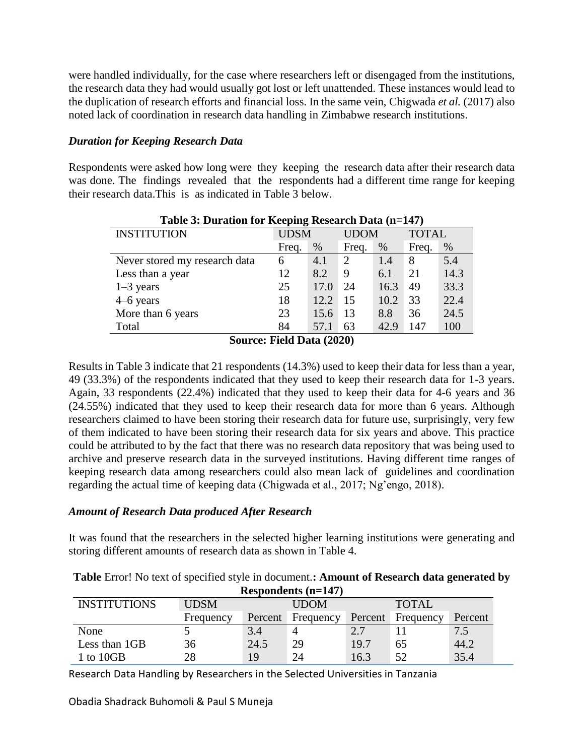were handled individually, for the case where researchers left or disengaged from the institutions, the research data they had would usually got lost or left unattended. These instances would lead to the duplication of research efforts and financial loss. In the same vein, Chigwada *et al.* (2017) also noted lack of coordination in research data handling in Zimbabwe research institutions.

### *Duration for Keeping Research Data*

Respondents were asked how long were they keeping the research data after their research data was done. The findings revealed that the respondents had a different time range for keeping their research data.This is as indicated in Table 3 below.

**Table 3: Duration for Keeping Research Data (n=147)**

| INSTITUTION | UDSM | | UDOM | | TOTAL | |
|---|---|---|---|---|---|---|
| | Freq. | % | Freq. | % | Freq. | % |
| Never stored my research data | 6 | 4.1 | 2 | 1.4 | 8 | 5.4 |
| Less than a year | 12 | 8.2 | 9 | 6.1 | 21 | 14.3 |
| 1–3 years | 25 | 17.0 | 24 | 16.3 | 49 | 33.3 |
| 4–6 years | 18 | 12.2 | 15 | 10.2 | 33 | 22.4 |
| More than 6 years | 23 | 15.6 | 13 | 8.8 | 36 | 24.5 |
| Total | 84 | 57.1 | 63 | 42.9 | 147 | 100 |

**Source: Field Data (2020)**

Results in Table 3 indicate that 21 respondents (14.3%) used to keep their data for less than a year, 49 (33.3%) of the respondents indicated that they used to keep their research data for 1-3 years. Again, 33 respondents (22.4%) indicated that they used to keep their data for 4-6 years and 36 (24.55%) indicated that they used to keep their research data for more than 6 years. Although researchers claimed to have been storing their research data for future use, surprisingly, very few of them indicated to have been storing their research data for six years and above. This practice could be attributed to by the fact that there was no research data repository that was being used to archive and preserve research data in the surveyed institutions. Having different time ranges of keeping research data among researchers could also mean lack of guidelines and coordination regarding the actual time of keeping data (Chigwada et al., 2017; Ng'engo, 2018).

### *Amount of Research Data produced After Research*

It was found that the researchers in the selected higher learning institutions were generating and storing different amounts of research data as shown in Table 4.

**Table** Error! No text of specified style in document.**: Amount of Research data generated by Respondents (n=147)**

| INSTITUTIONS | UDSM | | UDOM | | TOTAL | |
|---|---|---|---|---|---|---|
| | Frequency | Percent | Frequency | Percent | Frequency | Percent |
| None | 5 | 3.4 | 4 | 2.7 | 11 | 7.5 |
| Less than 1GB | 36 | 24.5 | 29 | 19.7 | 65 | 44.2 |
| 1 to 10GB | 28 | 19 | 24 | 16.3 | 52 | 35.4 |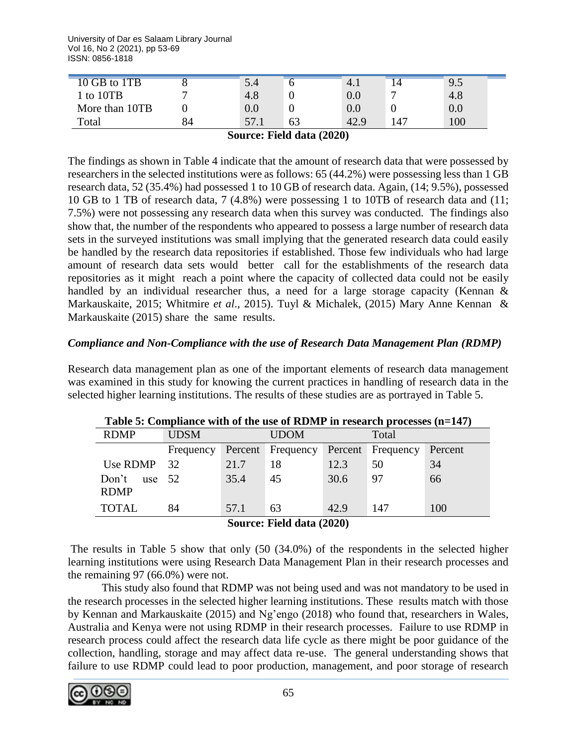| 10 GB to 1TB | 8 | 5.4 | 6 | 4.1 | 14 | 9.5 |
|---|---|---|---|---|---|---|
| 1 to 10TB | 7 | 4.8 | 0 | 0.0 | 7 | 4.8 |
| More than 10TB | 0 | 0.0 | 0 | 0.0 | 0 | 0.0 |
| Total | 84 | 57.1 | 63 | 42.9 | 147 | 100 |

**Source: Field data (2020)**

The findings as shown in Table 4 indicate that the amount of research data that were possessed by researchers in the selected institutions were as follows: 65 (44.2%) were possessing less than 1 GB research data, 52 (35.4%) had possessed 1 to 10 GB of research data. Again, (14; 9.5%), possessed 10 GB to 1 TB of research data, 7 (4.8%) were possessing 1 to 10TB of research data and (11; 7.5%) were not possessing any research data when this survey was conducted. The findings also show that, the number of the respondents who appeared to possess a large number of research data sets in the surveyed institutions was small implying that the generated research data could easily be handled by the research data repositories if established. Those few individuals who had large amount of research data sets would better call for the establishments of the research data repositories as it might reach a point where the capacity of collected data could not be easily handled by an individual researcher thus, a need for a large storage capacity (Kennan & Markauskaite, 2015; Whitmire *et al*., 2015). Tuyl & Michalek, (2015) Mary Anne Kennan & Markauskaite (2015) share the same results.

### *Compliance and Non-Compliance with the use of Research Data Management Plan (RDMP)*

Research data management plan as one of the important elements of research data management was examined in this study for knowing the current practices in handling of research data in the selected higher learning institutions. The results of these studies are as portrayed in Table 5.

**Table 5: Compliance with of the use of RDMP in research processes (n=147)**

| RDMP | UDSM | | UDOM | | Total | |
|---|---|---|---|---|---|---|
| | Frequency | Percent | Frequency | Percent | Frequency | Percent |
| Use RDMP | 32 | 21.7 | 18 | 12.3 | 50 | 34 |
| Don't use RDMP | 52 | 35.4 | 45 | 30.6 | 97 | 66 |
| TOTAL | 84 | 57.1 | 63 | 42.9 | 147 | 100 |

**Source: Field data (2020)**

The results in Table 5 show that only (50 (34.0%) of the respondents in the selected higher learning institutions were using Research Data Management Plan in their research processes and the remaining 97 (66.0%) were not.

This study also found that RDMP was not being used and was not mandatory to be used in the research processes in the selected higher learning institutions. These results match with those by Kennan and Markauskaite (2015) and Ng'engo (2018) who found that, researchers in Wales, Australia and Kenya were not using RDMP in their research processes. Failure to use RDMP in research process could affect the research data life cycle as there might be poor guidance of the collection, handling, storage and may affect data re-use. The general understanding shows that failure to use RDMP could lead to poor production, management, and poor storage of research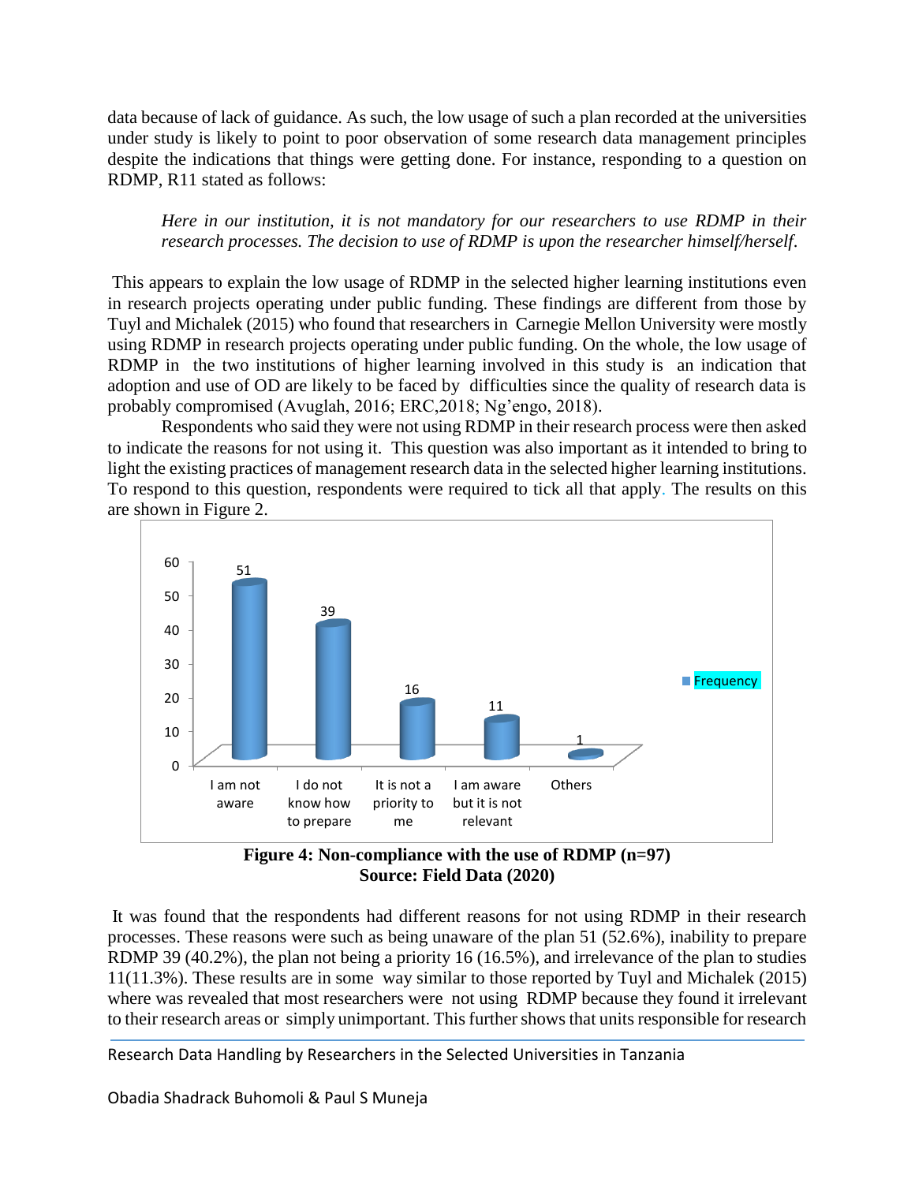data because of lack of guidance. As such, the low usage of such a plan recorded at the universities under study is likely to point to poor observation of some research data management principles despite the indications that things were getting done. For instance, responding to a question on RDMP, R11 stated as follows:

> *Here in our institution, it is not mandatory for our researchers to use RDMP in their research processes. The decision to use of RDMP is upon the researcher himself/herself.*

This appears to explain the low usage of RDMP in the selected higher learning institutions even in research projects operating under public funding. These findings are different from those by Tuyl and Michalek (2015) who found that researchers in Carnegie Mellon University were mostly using RDMP in research projects operating under public funding. On the whole, the low usage of RDMP in the two institutions of higher learning involved in this study is an indication that adoption and use of OD are likely to be faced by difficulties since the quality of research data is probably compromised (Avuglah, 2016; ERC,2018; Ng'engo, 2018).

Respondents who said they were not using RDMP in their research process were then asked to indicate the reasons for not using it. This question was also important as it intended to bring to light the existing practices of management research data in the selected higher learning institutions. To respond to this question, respondents were required to tick all that apply. The results on this are shown in Figure 2.

| Reason | Frequency |
|---|---|
| I am not aware | 51 |
| I do not know how to prepare | 39 |
| It is not a priority to me | 16 |
| I am aware but it is not relevant | 11 |
| Others | 1 |

**Figure 4: Non-compliance with the use of RDMP (n=97)**
**Source: Field Data (2020)**

It was found that the respondents had different reasons for not using RDMP in their research processes. These reasons were such as being unaware of the plan 51 (52.6%), inability to prepare RDMP 39 (40.2%), the plan not being a priority 16 (16.5%), and irrelevance of the plan to studies 11(11.3%). These results are in some way similar to those reported by Tuyl and Michalek (2015) where was revealed that most researchers were not using RDMP because they found it irrelevant to their research areas or simply unimportant. This further shows that units responsible for research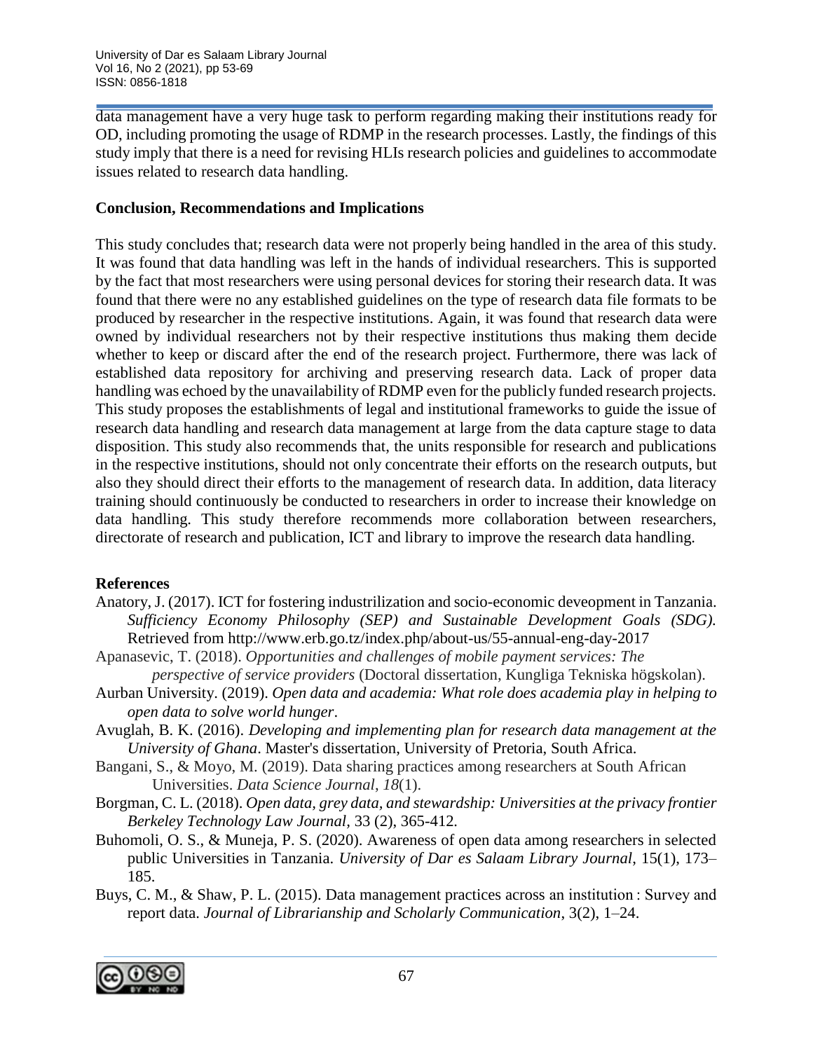data management have a very huge task to perform regarding making their institutions ready for OD, including promoting the usage of RDMP in the research processes. Lastly, the findings of this study imply that there is a need for revising HLIs research policies and guidelines to accommodate issues related to research data handling.

## Conclusion, Recommendations and Implications

This study concludes that; research data were not properly being handled in the area of this study. It was found that data handling was left in the hands of individual researchers. This is supported by the fact that most researchers were using personal devices for storing their research data. It was found that there were no any established guidelines on the type of research data file formats to be produced by researcher in the respective institutions. Again, it was found that research data were owned by individual researchers not by their respective institutions thus making them decide whether to keep or discard after the end of the research project. Furthermore, there was lack of established data repository for archiving and preserving research data. Lack of proper data handling was echoed by the unavailability of RDMP even for the publicly funded research projects. This study proposes the establishments of legal and institutional frameworks to guide the issue of research data handling and research data management at large from the data capture stage to data disposition. This study also recommends that, the units responsible for research and publications in the respective institutions, should not only concentrate their efforts on the research outputs, but also they should direct their efforts to the management of research data. In addition, data literacy training should continuously be conducted to researchers in order to increase their knowledge on data handling. This study therefore recommends more collaboration between researchers, directorate of research and publication, ICT and library to improve the research data handling.

## References

Anatory, J. (2017). ICT for fostering industrilization and socio-economic deveopment in Tanzania. *Sufficiency Economy Philosophy (SEP) and Sustainable Development Goals (SDG).* Retrieved from http://www.erb.go.tz/index.php/about-us/55-annual-eng-day-2017

Apanasevic, T. (2018). *Opportunities and challenges of mobile payment services: The perspective of service providers* (Doctoral dissertation, Kungliga Tekniska högskolan).

Aurban University. (2019). *Open data and academia: What role does academia play in helping to open data to solve world hunger*.

Avuglah, B. K. (2016). *Developing and implementing plan for research data management at the University of Ghana*. Master's dissertation, University of Pretoria, South Africa.

Bangani, S., & Moyo, M. (2019). Data sharing practices among researchers at South African Universities. *Data Science Journal*, *18*(1).

Borgman, C. L. (2018). *Open data, grey data, and stewardship: Universities at the privacy frontier Berkeley Technology Law Journal*, 33 (2), 365-412.

Buhomoli, O. S., & Muneja, P. S. (2020). Awareness of open data among researchers in selected public Universities in Tanzania. *University of Dar es Salaam Library Journal*, 15(1), 173–185.

Buys, C. M., & Shaw, P. L. (2015). Data management practices across an institution : Survey and report data. *Journal of Librarianship and Scholarly Communication*, 3(2), 1–24.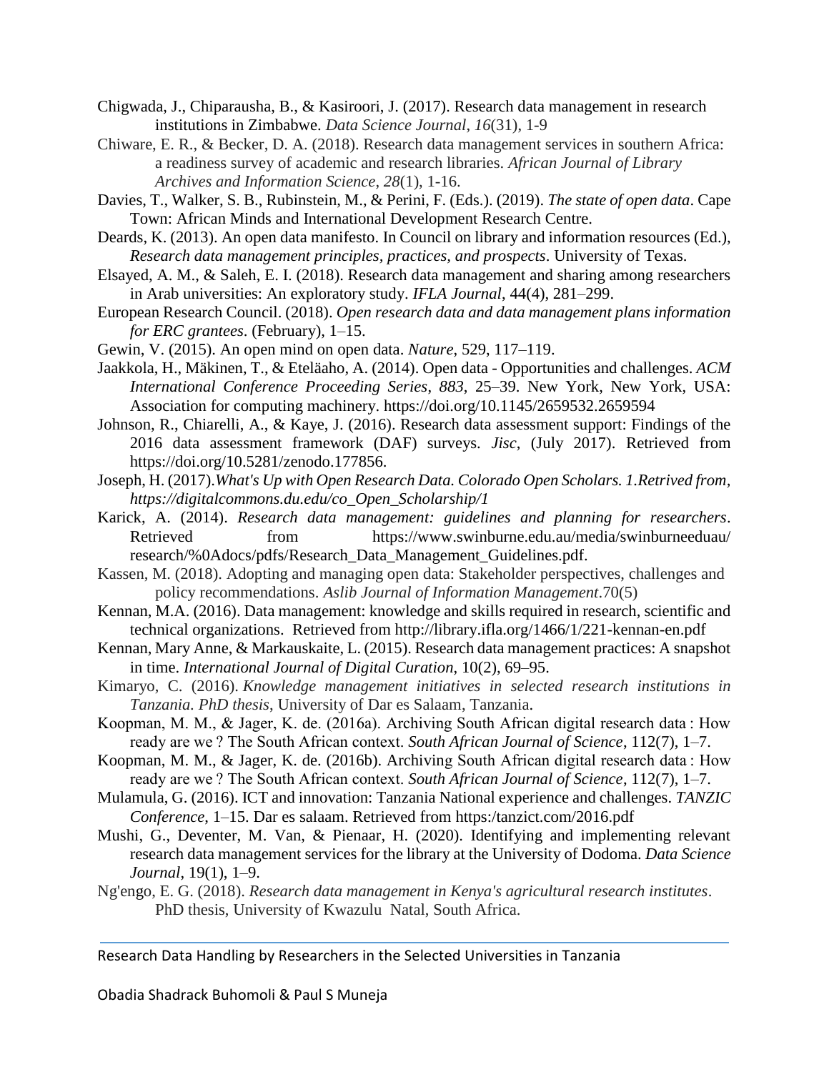Chigwada, J., Chiparausha, B., & Kasiroori, J. (2017). Research data management in research institutions in Zimbabwe. *Data Science Journal*, *16*(31), 1-9

Chiware, E. R., & Becker, D. A. (2018). Research data management services in southern Africa: a readiness survey of academic and research libraries. *African Journal of Library Archives and Information Science*, *28*(1), 1-16.

Davies, T., Walker, S. B., Rubinstein, M., & Perini, F. (Eds.). (2019). *The state of open data*. Cape Town: African Minds and International Development Research Centre.

Deards, K. (2013). An open data manifesto. In Council on library and information resources (Ed.), *Research data management principles, practices, and prospects*. University of Texas.

Elsayed, A. M., & Saleh, E. I. (2018). Research data management and sharing among researchers in Arab universities: An exploratory study. *IFLA Journal*, 44(4), 281–299.

European Research Council. (2018). *Open research data and data management plans information for ERC grantees*. (February), 1–15.

Gewin, V. (2015). An open mind on open data. *Nature*, 529, 117–119.

Jaakkola, H., Mäkinen, T., & Eteläaho, A. (2014). Open data - Opportunities and challenges. *ACM International Conference Proceeding Series*, *883*, 25–39. New York, New York, USA: Association for computing machinery. https://doi.org/10.1145/2659532.2659594

Johnson, R., Chiarelli, A., & Kaye, J. (2016). Research data assessment support: Findings of the 2016 data assessment framework (DAF) surveys. *Jisc*, (July 2017). Retrieved from https://doi.org/10.5281/zenodo.177856.

Joseph, H. (2017).*What's Up with Open Research Data. Colorado Open Scholars. 1.Retrived from, https://digitalcommons.du.edu/co_Open_Scholarship/1*

Karick, A. (2014). *Research data management: guidelines and planning for researchers*. Retrieved from https://www.swinburne.edu.au/media/swinburneeduau/research/%0Adocs/pdfs/Research_Data_Management_Guidelines.pdf.

Kassen, M. (2018). Adopting and managing open data: Stakeholder perspectives, challenges and policy recommendations. *Aslib Journal of Information Management*.70(5)

Kennan, M.A. (2016). Data management: knowledge and skills required in research, scientific and technical organizations. Retrieved from http://library.ifla.org/1466/1/221-kennan-en.pdf

Kennan, Mary Anne, & Markauskaite, L. (2015). Research data management practices: A snapshot in time. *International Journal of Digital Curation*, 10(2), 69–95.

Kimaryo, C. (2016). *Knowledge management initiatives in selected research institutions in Tanzania. PhD thesis*, University of Dar es Salaam, Tanzania.

Koopman, M. M., & Jager, K. de. (2016a). Archiving South African digital research data : How ready are we ? The South African context. *South African Journal of Science*, 112(7), 1–7.

Koopman, M. M., & Jager, K. de. (2016b). Archiving South African digital research data : How ready are we ? The South African context. *South African Journal of Science*, 112(7), 1–7.

Mulamula, G. (2016). ICT and innovation: Tanzania National experience and challenges. *TANZIC Conference*, 1–15. Dar es salaam. Retrieved from https:/tanzict.com/2016.pdf

Mushi, G., Deventer, M. Van, & Pienaar, H. (2020). Identifying and implementing relevant research data management services for the library at the University of Dodoma. *Data Science Journal*, 19(1), 1–9.

Ng'engo, E. G. (2018). *Research data management in Kenya's agricultural research institutes*. PhD thesis, University of Kwazulu Natal, South Africa.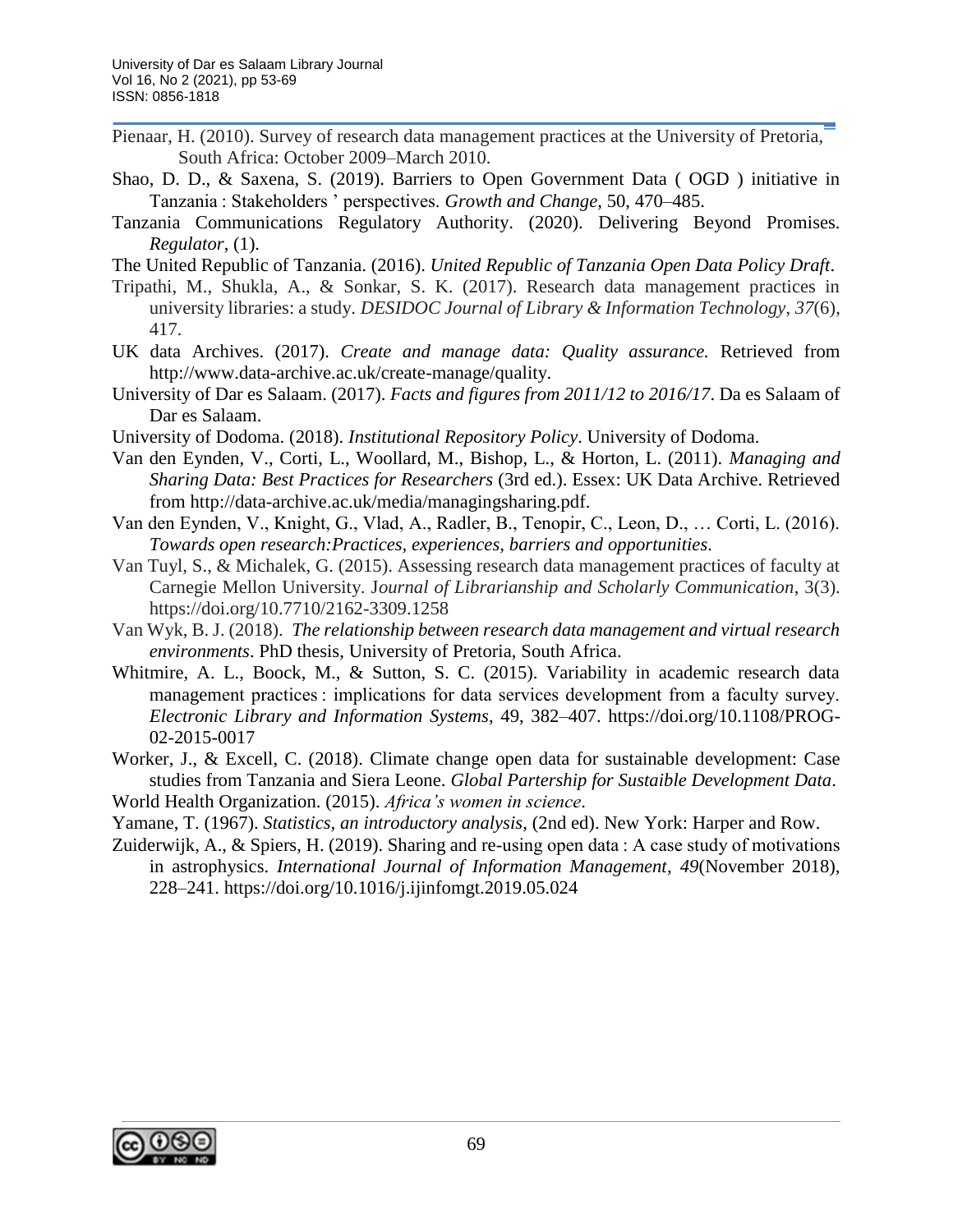Pienaar, H. (2010). Survey of research data management practices at the University of Pretoria, South Africa: October 2009–March 2010.

Shao, D. D., & Saxena, S. (2019). Barriers to Open Government Data ( OGD ) initiative in Tanzania : Stakeholders ' perspectives. *Growth and Change*, 50, 470–485.

Tanzania Communications Regulatory Authority. (2020). Delivering Beyond Promises. *Regulator*, (1).

The United Republic of Tanzania. (2016). *United Republic of Tanzania Open Data Policy Draft*.

Tripathi, M., Shukla, A., & Sonkar, S. K. (2017). Research data management practices in university libraries: a study. *DESIDOC Journal of Library & Information Technology*, *37*(6), 417.

UK data Archives. (2017). *Create and manage data: Quality assurance.* Retrieved from http://www.data-archive.ac.uk/create-manage/quality.

University of Dar es Salaam. (2017). *Facts and figures from 2011/12 to 2016/17*. Da es Salaam of Dar es Salaam.

University of Dodoma. (2018). *Institutional Repository Policy*. University of Dodoma.

Van den Eynden, V., Corti, L., Woollard, M., Bishop, L., & Horton, L. (2011). *Managing and Sharing Data: Best Practices for Researchers* (3rd ed.). Essex: UK Data Archive. Retrieved from http://data-archive.ac.uk/media/managingsharing.pdf.

Van den Eynden, V., Knight, G., Vlad, A., Radler, B., Tenopir, C., Leon, D., … Corti, L. (2016). *Towards open research:Practices, experiences, barriers and opportunities*.

Van Tuyl, S., & Michalek, G. (2015). Assessing research data management practices of faculty at Carnegie Mellon University. J*ournal of Librarianship and Scholarly Communication*, 3(3). https://doi.org/10.7710/2162-3309.1258

Van Wyk, B. J. (2018). *The relationship between research data management and virtual research environments*. PhD thesis, University of Pretoria, South Africa.

Whitmire, A. L., Boock, M., & Sutton, S. C. (2015). Variability in academic research data management practices : implications for data services development from a faculty survey. *Electronic Library and Information Systems*, 49, 382–407. https://doi.org/10.1108/PROG-02-2015-0017

Worker, J., & Excell, C. (2018). Climate change open data for sustainable development: Case studies from Tanzania and Siera Leone. *Global Partership for Sustaible Development Data*.

World Health Organization. (2015). *Africa's women in science*.

Yamane, T. (1967). *Statistics, an introductory analysis*, (2nd ed). New York: Harper and Row.

Zuiderwijk, A., & Spiers, H. (2019). Sharing and re-using open data : A case study of motivations in astrophysics. *International Journal of Information Management*, *49*(November 2018), 228–241. https://doi.org/10.1016/j.ijinfomgt.2019.05.024